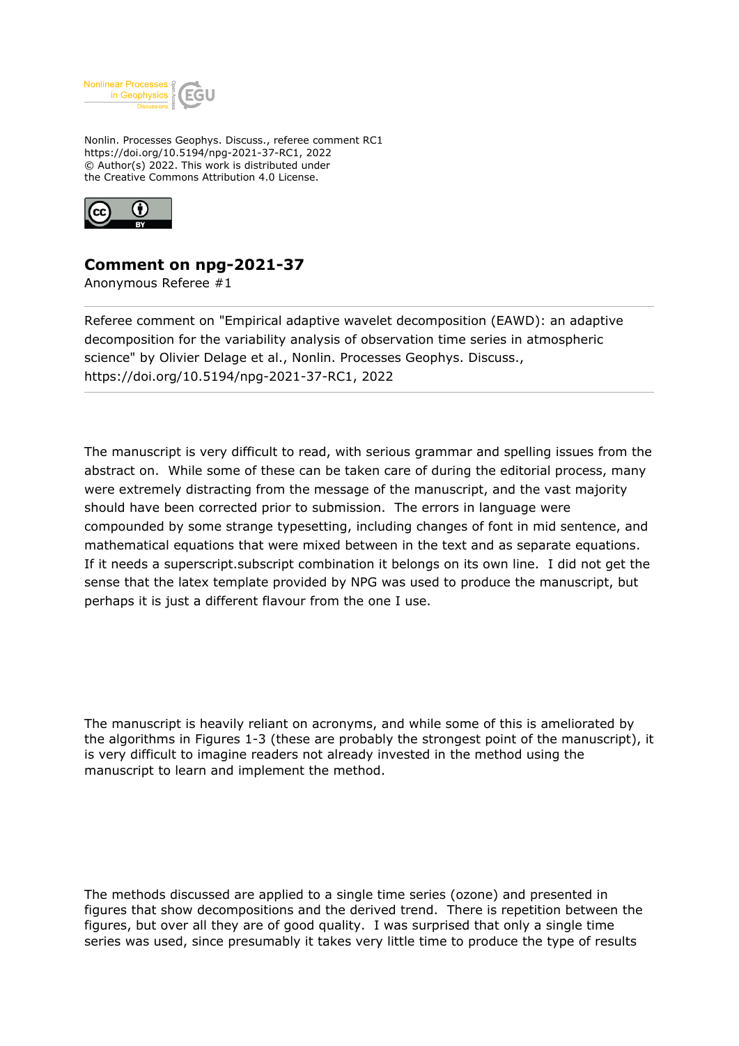Nonlin. Processes Geophys. Discuss., referee comment RC1
https://doi.org/10.5194/npg-2021-37-RC1, 2022
© Author(s) 2022. This work is distributed under
the Creative Commons Attribution 4.0 License.

# Comment on npg-2021-37

Anonymous Referee #1

Referee comment on "Empirical adaptive wavelet decomposition (EAWD): an adaptive decomposition for the variability analysis of observation time series in atmospheric science" by Olivier Delage et al., Nonlin. Processes Geophys. Discuss., https://doi.org/10.5194/npg-2021-37-RC1, 2022

The manuscript is very difficult to read, with serious grammar and spelling issues from the abstract on. While some of these can be taken care of during the editorial process, many were extremely distracting from the message of the manuscript, and the vast majority should have been corrected prior to submission. The errors in language were compounded by some strange typesetting, including changes of font in mid sentence, and mathematical equations that were mixed between in the text and as separate equations. If it needs a superscript.subscript combination it belongs on its own line. I did not get the sense that the latex template provided by NPG was used to produce the manuscript, but perhaps it is just a different flavour from the one I use.

The manuscript is heavily reliant on acronyms, and while some of this is ameliorated by the algorithms in Figures 1-3 (these are probably the strongest point of the manuscript), it is very difficult to imagine readers not already invested in the method using the manuscript to learn and implement the method.

The methods discussed are applied to a single time series (ozone) and presented in figures that show decompositions and the derived trend. There is repetition between the figures, but over all they are of good quality. I was surprised that only a single time series was used, since presumably it takes very little time to produce the type of results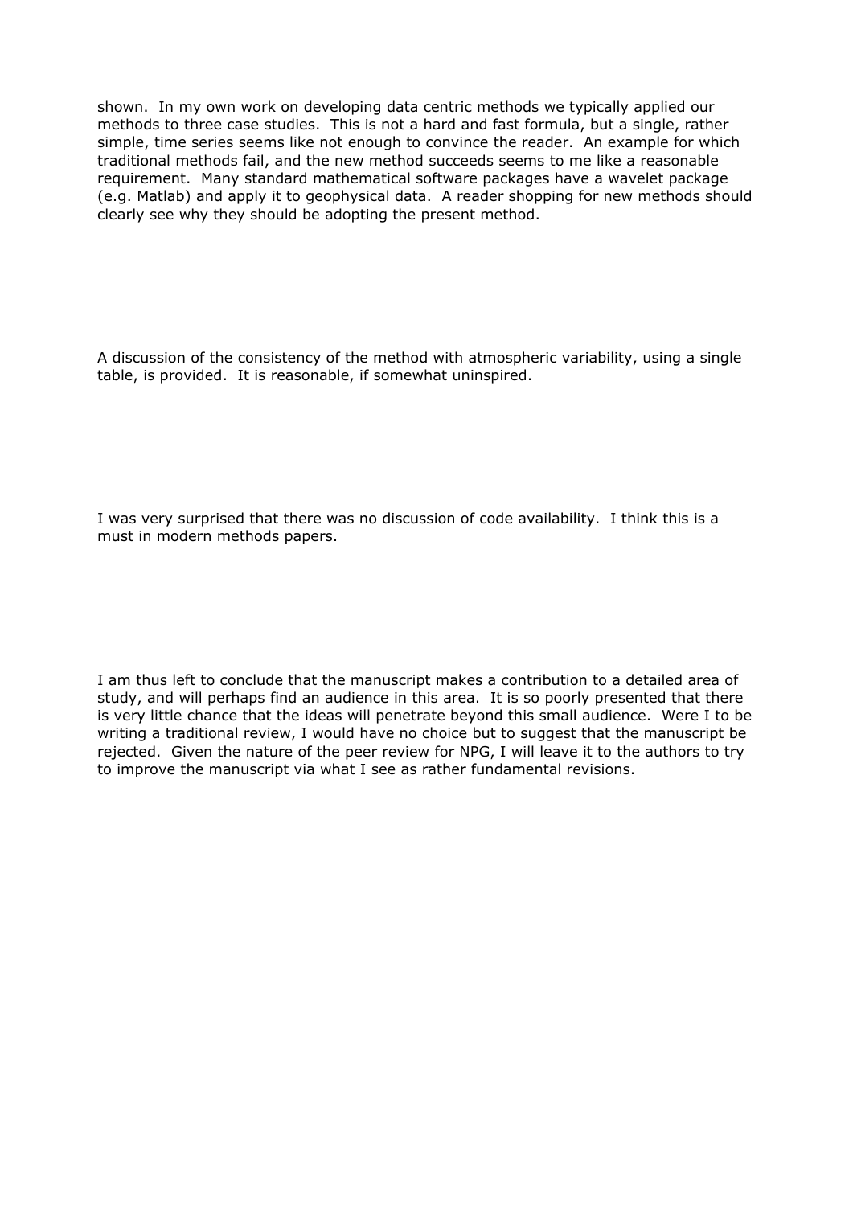shown. In my own work on developing data centric methods we typically applied our methods to three case studies. This is not a hard and fast formula, but a single, rather simple, time series seems like not enough to convince the reader. An example for which traditional methods fail, and the new method succeeds seems to me like a reasonable requirement. Many standard mathematical software packages have a wavelet package (e.g. Matlab) and apply it to geophysical data. A reader shopping for new methods should clearly see why they should be adopting the present method.

A discussion of the consistency of the method with atmospheric variability, using a single table, is provided. It is reasonable, if somewhat uninspired.

I was very surprised that there was no discussion of code availability. I think this is a must in modern methods papers.

I am thus left to conclude that the manuscript makes a contribution to a detailed area of study, and will perhaps find an audience in this area. It is so poorly presented that there is very little chance that the ideas will penetrate beyond this small audience. Were I to be writing a traditional review, I would have no choice but to suggest that the manuscript be rejected. Given the nature of the peer review for NPG, I will leave it to the authors to try to improve the manuscript via what I see as rather fundamental revisions.